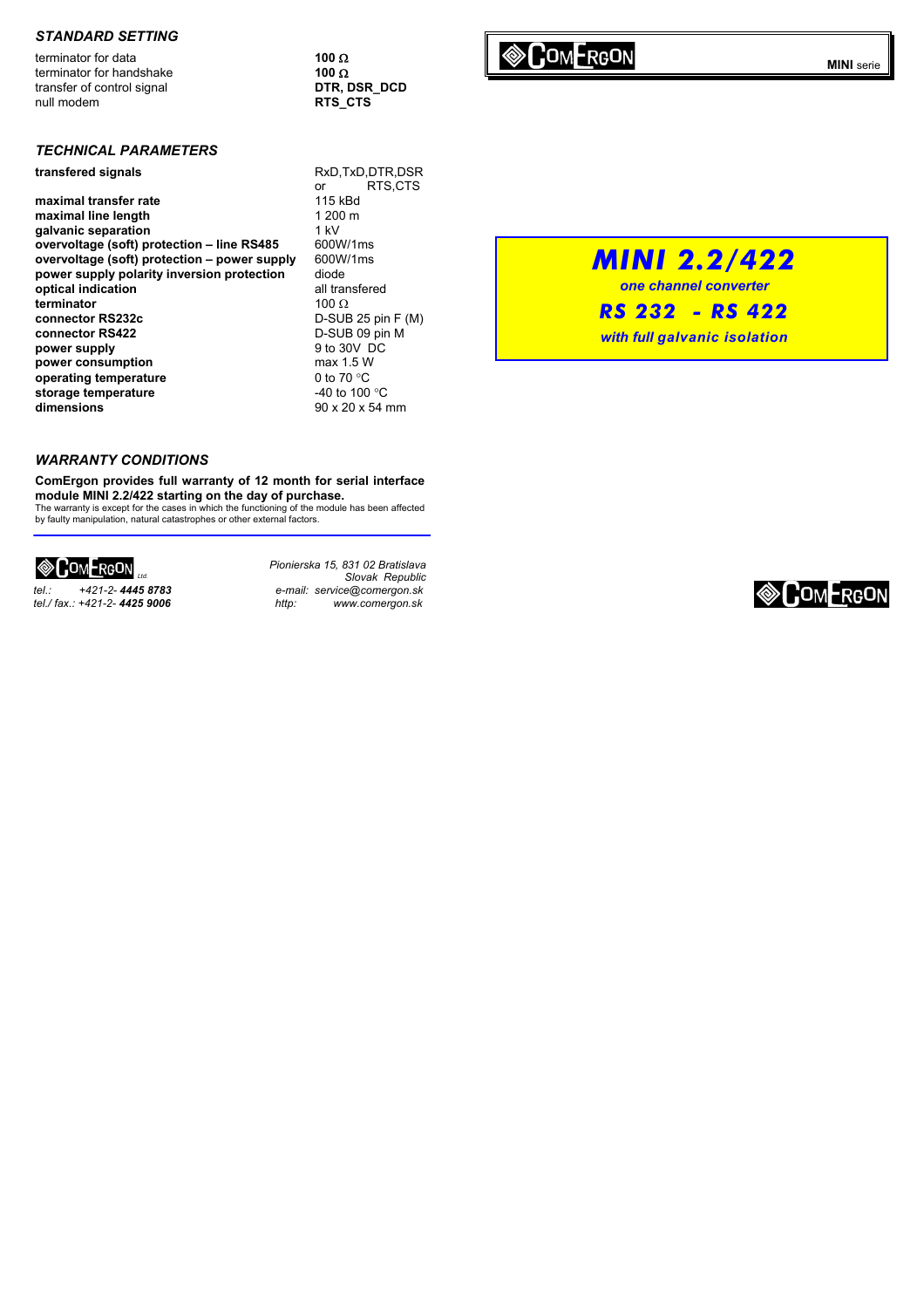### STANDARD SETTING

| | |
|---|---|
| terminator for data | **100 Ω** |
| terminator for handshake | **100 Ω** |
| transfer of control signal | **DTR, DSR_DCD** |
| null modem | **RTS_CTS** |

### TECHNICAL PARAMETERS

| | |
|---|---|
| **transfered signals** | RxD,TxD,DTR,DSR or RTS,CTS |
| **maximal transfer rate** | 115 kBd |
| **maximal line length** | 1 200 m |
| **galvanic separation** | 1 kV |
| **overvoltage (soft) protection – line RS485** | 600W/1ms |
| **overvoltage (soft) protection – power supply** | 600W/1ms |
| **power supply polarity inversion protection** | diode |
| **optical indication** | all transfered |
| **terminator** | 100 Ω |
| **connector RS232c** | D-SUB 25 pin F (M) |
| **connector RS422** | D-SUB 09 pin M |
| **power supply** | 9 to 30V DC |
| **power consumption** | max 1.5 W |
| **operating temperature** | 0 to 70 °C |
| **storage temperature** | -40 to 100 °C |
| **dimensions** | 90 x 20 x 54 mm |

### WARRANTY CONDITIONS

**ComErgon provides full warranty of 12 month for serial interface module MINI 2.2/422 starting on the day of purchase.**
The warranty is except for the cases in which the functioning of the module has been affected by faulty manipulation, natural catastrophes or other external factors.

COMERGON Ltd.

*tel.: +421-2- **4445 8783***
*tel./ fax.: +421-2- **4425 9006***

*Pionierska 15, 831 02 Bratislava*
*Slovak Republic*
*e-mail: service@comergon.sk*
*http: www.comergon.sk*

COMERGON **MINI** serie

# *MINI 2.2/422*

***one channel converter***

## *RS 232 - RS 422*

***with full galvanic isolation***

COMERGON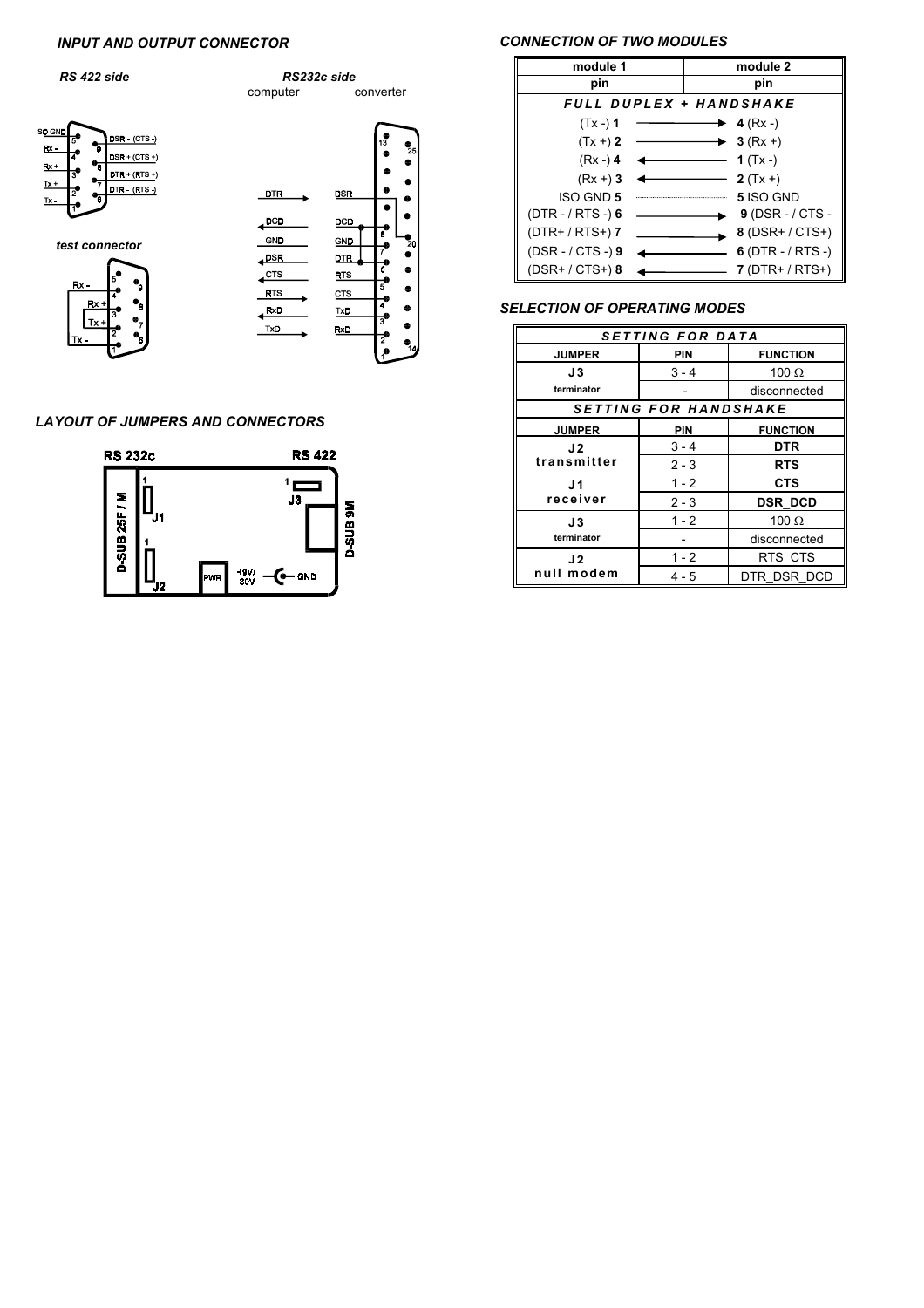### *INPUT AND OUTPUT CONNECTOR*

*RS 422 side*

ISO GND 5, Rx - 4, Rx + 3, Tx + 2, Tx - 1, 9 DSR - (CTS -), 8 DSR + (CTS +), 7 DTR + (RTS +), 6 DTR - (RTS -)

*RS232c side*

computer converter

DTR → DSR
DCD ← DCD
GND GND
DSR ← DTR
CTS ← RTS
RTS → CTS
RxD ← TxD
TxD → RxD

13 25 20 8 7 6 5 4 3 2 1 14

*test connector*

Rx - 5 9, Rx + 4 8, Tx + 3 7, Tx - 2 6, 1

### *LAYOUT OF JUMPERS AND CONNECTORS*

RS 232c RS 422

D-SUB 25F / M J1 J2 PWR +9V/ 30V GND J3 D-SUB 9M

### *CONNECTION OF TWO MODULES*

| module 1 | | module 2 |
|---|---|---|
| pin | | pin |
| *FULL DUPLEX + HANDSHAKE* | | |
| (Tx -) **1** | → | **4** (Rx -) |
| (Tx +) **2** | → | **3** (Rx +) |
| (Rx -) **4** | ← | **1** (Tx -) |
| (Rx +) **3** | ← | **2** (Tx +) |
| ISO GND **5** | ······ | **5** ISO GND |
| (DTR - / RTS -) **6** | → | **9** (DSR - / CTS - |
| (DTR+ / RTS+) **7** | → | **8** (DSR+ / CTS+) |
| (DSR - / CTS -) **9** | ← | **6** (DTR - / RTS -) |
| (DSR+ / CTS+) **8** | ← | **7** (DTR+ / RTS+) |

### *SELECTION OF OPERATING MODES*

| *SETTING FOR DATA* | | |
|---|---|---|
| **JUMPER** | **PIN** | **FUNCTION** |
| **J3** | 3 - 4 | 100 Ω |
| **terminator** | - | disconnected |
| *SETTING FOR HANDSHAKE* | | |
| **JUMPER** | **PIN** | **FUNCTION** |
| **J2** | 3 - 4 | **DTR** |
| **transmitter** | 2 - 3 | **RTS** |
| **J1** | 1 - 2 | **CTS** |
| **receiver** | 2 - 3 | **DSR_DCD** |
| **J3** | 1 - 2 | 100 Ω |
| **terminator** | - | disconnected |
| **J2** | 1 - 2 | RTS CTS |
| **null modem** | 4 - 5 | DTR_DSR_DCD |